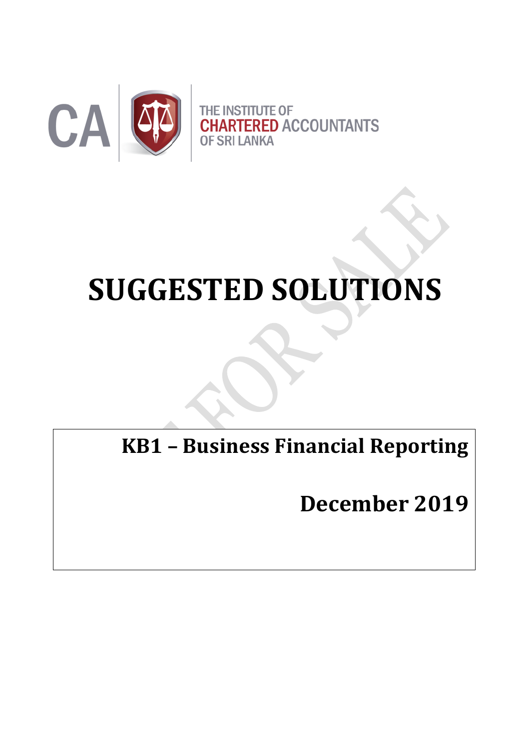THE INSTITUTE OF
CHARTERED ACCOUNTANTS
OF SRI LANKA

# SUGGESTED SOLUTIONS

## KB1 – Business Financial Reporting

## December 2019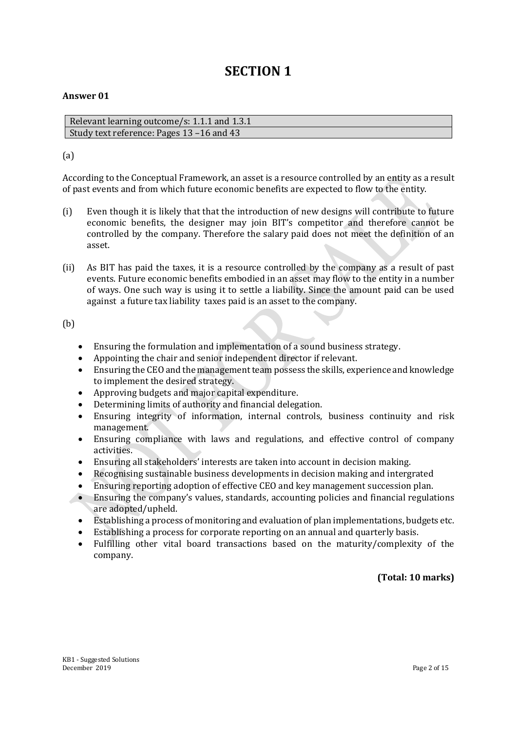# SECTION 1

**Answer 01**

| Relevant learning outcome/s: 1.1.1 and 1.3.1 |
|---|
| Study text reference: Pages 13 –16 and 43 |

(a)

According to the Conceptual Framework, an asset is a resource controlled by an entity as a result of past events and from which future economic benefits are expected to flow to the entity.

(i) Even though it is likely that that the introduction of new designs will contribute to future economic benefits, the designer may join BIT's competitor and therefore cannot be controlled by the company. Therefore the salary paid does not meet the definition of an asset.

(ii) As BIT has paid the taxes, it is a resource controlled by the company as a result of past events. Future economic benefits embodied in an asset may flow to the entity in a number of ways. One such way is using it to settle a liability. Since the amount paid can be used against a future tax liability taxes paid is an asset to the company.

(b)

- Ensuring the formulation and implementation of a sound business strategy.
- Appointing the chair and senior independent director if relevant.
- Ensuring the CEO and the management team possess the skills, experience and knowledge to implement the desired strategy.
- Approving budgets and major capital expenditure.
- Determining limits of authority and financial delegation.
- Ensuring integrity of information, internal controls, business continuity and risk management.
- Ensuring compliance with laws and regulations, and effective control of company activities.
- Ensuring all stakeholders' interests are taken into account in decision making.
- Recognising sustainable business developments in decision making and intergrated
- Ensuring reporting adoption of effective CEO and key management succession plan.
- Ensuring the company's values, standards, accounting policies and financial regulations are adopted/upheld.
- Establishing a process of monitoring and evaluation of plan implementations, budgets etc.
- Establishing a process for corporate reporting on an annual and quarterly basis.
- Fulfilling other vital board transactions based on the maturity/complexity of the company.

**(Total: 10 marks)**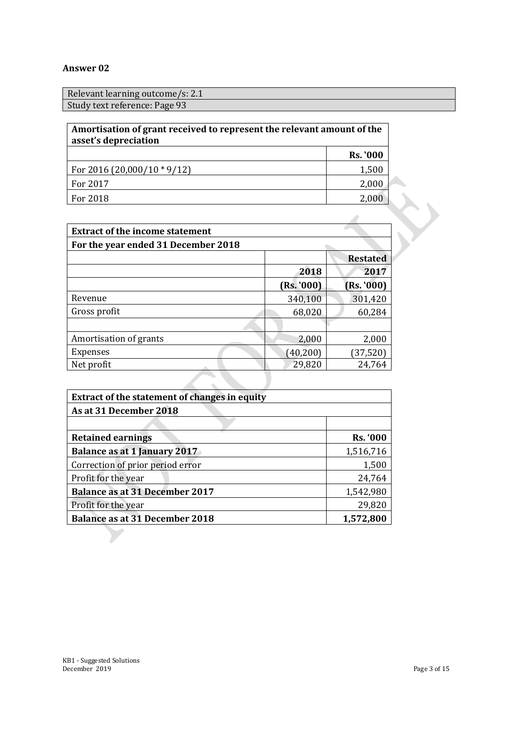**Answer 02**

| Relevant learning outcome/s: 2.1 |
|---|
| Study text reference: Page 93 |

| **Amortisation of grant received to represent the relevant amount of the asset's depreciation** | |
|---|---|
| | **Rs. '000** |
| For 2016 (20,000/10 * 9/12) | 1,500 |
| For 2017 | 2,000 |
| For 2018 | 2,000 |

| **Extract of the income statement** | | |
|---|---|---|
| **For the year ended 31 December 2018** | | |
| | | **Restated** |
| | **2018** | **2017** |
| | **(Rs. '000)** | **(Rs. '000)** |
| Revenue | 340,100 | 301,420 |
| Gross profit | 68,020 | 60,284 |
| | | |
| Amortisation of grants | 2,000 | 2,000 |
| Expenses | (40,200) | (37,520) |
| Net profit | 29,820 | 24,764 |

| **Extract of the statement of changes in equity** | |
|---|---|
| **As at 31 December 2018** | |
| | |
| **Retained earnings** | **Rs. '000** |
| **Balance as at 1 January 2017** | 1,516,716 |
| Correction of prior period error | 1,500 |
| Profit for the year | 24,764 |
| **Balance as at 31 December 2017** | 1,542,980 |
| Profit for the year | 29,820 |
| **Balance as at 31 December 2018** | **1,572,800** |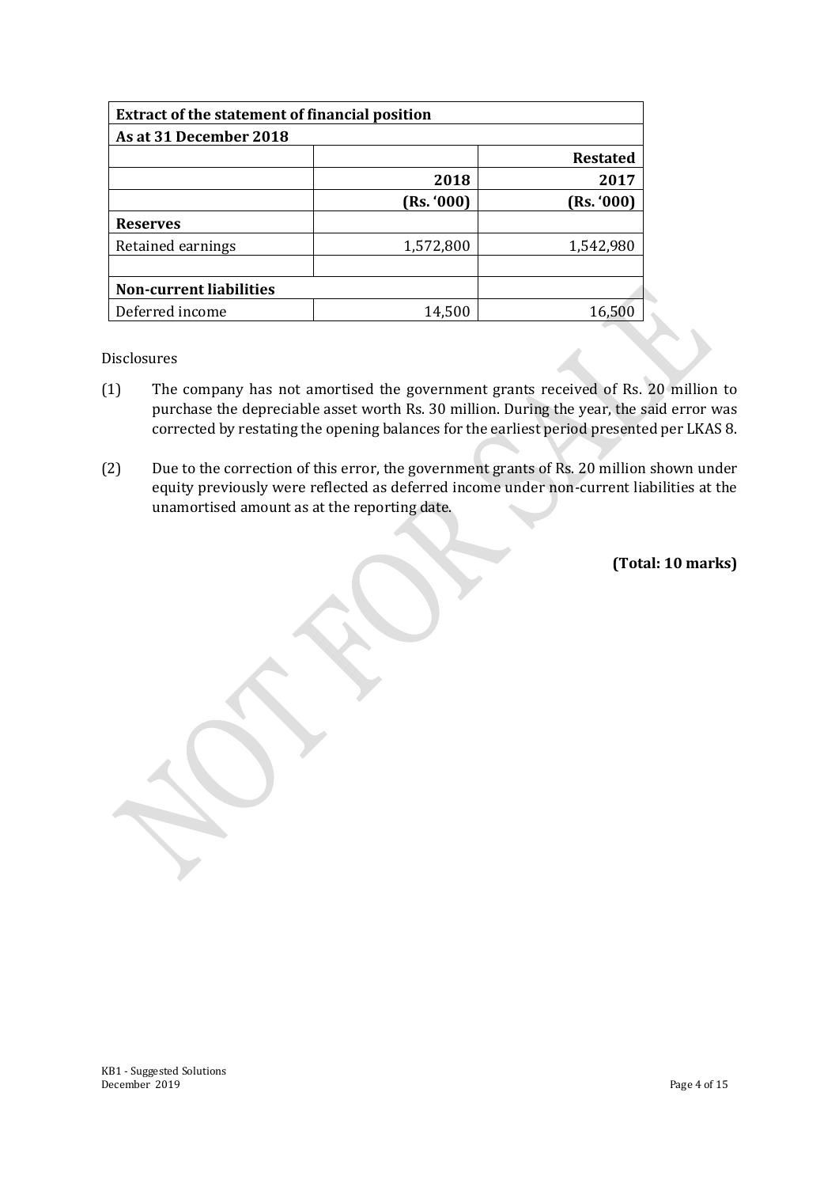| Extract of the statement of financial position | | |
|---|---|---|
| **As at 31 December 2018** | | |
| | | **Restated** |
| | **2018** | **2017** |
| | **(Rs. '000)** | **(Rs. '000)** |
| **Reserves** | | |
| Retained earnings | 1,572,800 | 1,542,980 |
| | | |
| **Non-current liabilities** | | |
| Deferred income | 14,500 | 16,500 |

Disclosures

(1) The company has not amortised the government grants received of Rs. 20 million to purchase the depreciable asset worth Rs. 30 million. During the year, the said error was corrected by restating the opening balances for the earliest period presented per LKAS 8.

(2) Due to the correction of this error, the government grants of Rs. 20 million shown under equity previously were reflected as deferred income under non-current liabilities at the unamortised amount as at the reporting date.

**(Total: 10 marks)**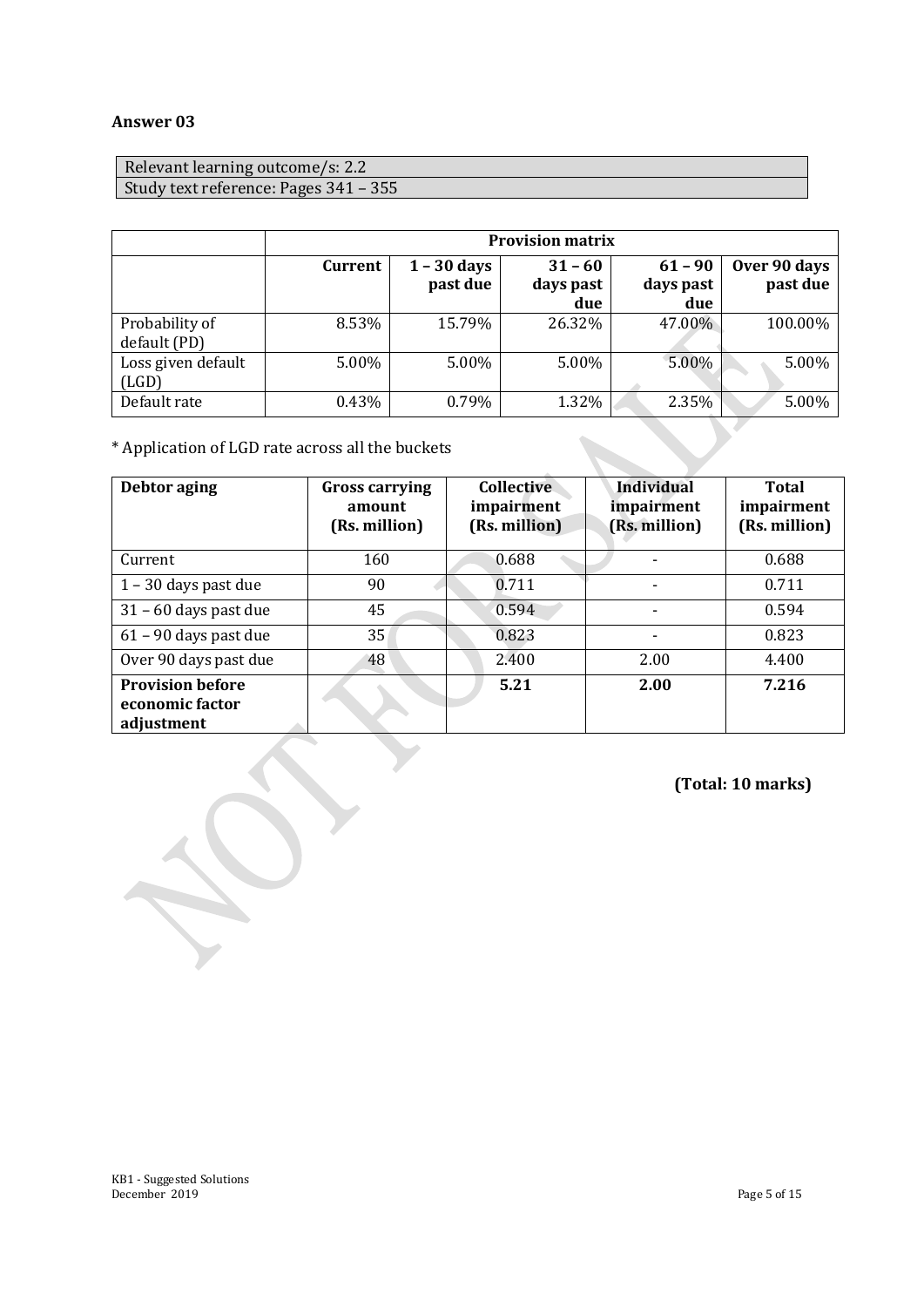## Answer 03

| Relevant learning outcome/s: 2.2 |
|---|
| Study text reference: Pages 341 – 355 |

| | Provision matrix | | | | |
|---|---|---|---|---|---|
| | **Current** | **1 – 30 days past due** | **31 – 60 days past due** | **61 – 90 days past due** | **Over 90 days past due** |
| Probability of default (PD) | 8.53% | 15.79% | 26.32% | 47.00% | 100.00% |
| Loss given default (LGD) | 5.00% | 5.00% | 5.00% | 5.00% | 5.00% |
| Default rate | 0.43% | 0.79% | 1.32% | 2.35% | 5.00% |

* Application of LGD rate across all the buckets

| Debtor aging | Gross carrying amount (Rs. million) | Collective impairment (Rs. million) | Individual impairment (Rs. million) | Total impairment (Rs. million) |
|---|---|---|---|---|
| Current | 160 | 0.688 | - | 0.688 |
| 1 – 30 days past due | 90 | 0.711 | - | 0.711 |
| 31 – 60 days past due | 45 | 0.594 | - | 0.594 |
| 61 – 90 days past due | 35 | 0.823 | - | 0.823 |
| Over 90 days past due | 48 | 2.400 | 2.00 | 4.400 |
| **Provision before economic factor adjustment** | | **5.21** | **2.00** | **7.216** |

**(Total: 10 marks)**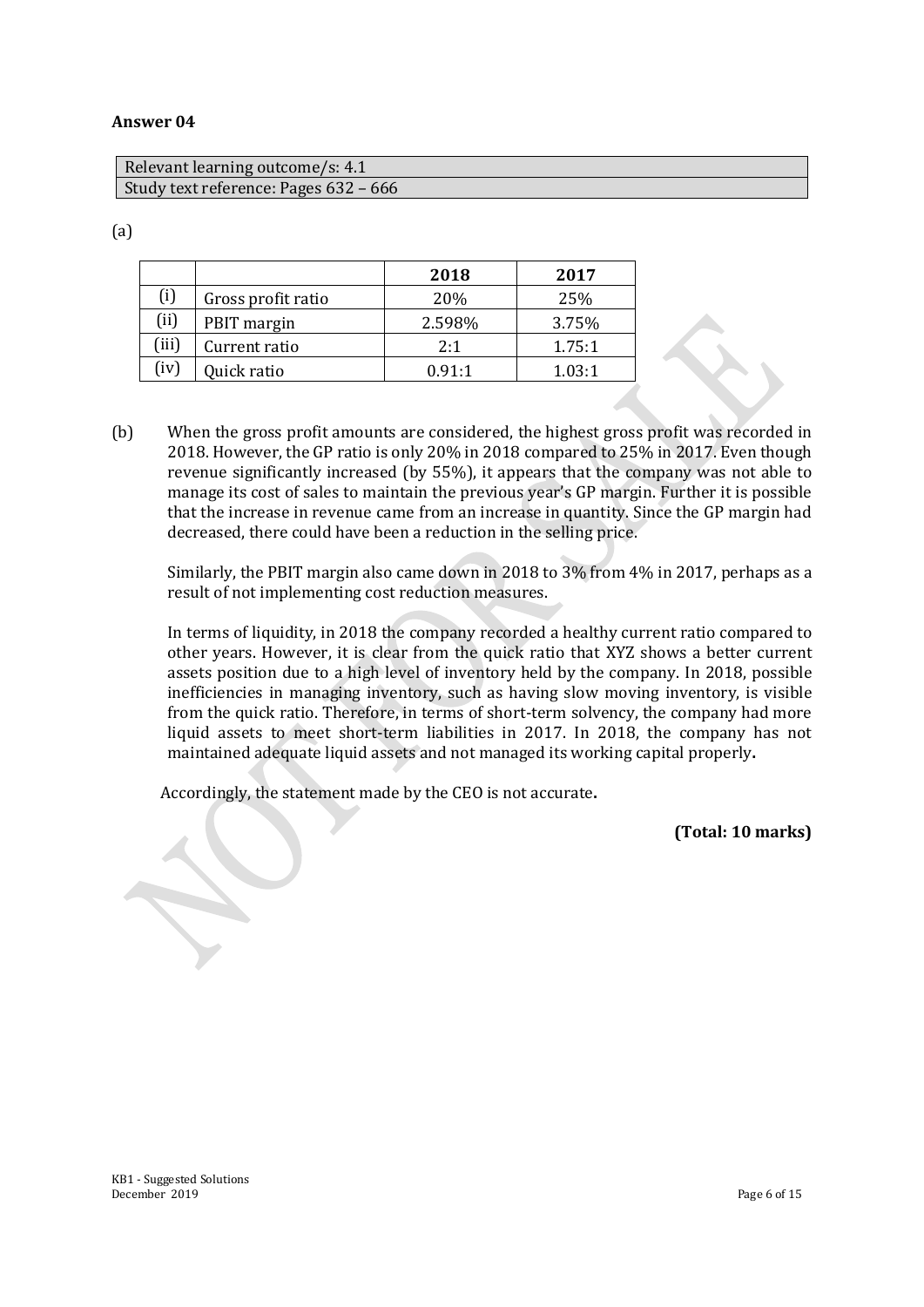**Answer 04**

| Relevant learning outcome/s: 4.1 |
|---|
| Study text reference: Pages 632 – 666 |

(a)

| | | 2018 | 2017 |
|---|---|---|---|
| (i) | Gross profit ratio | 20% | 25% |
| (ii) | PBIT margin | 2.598% | 3.75% |
| (iii) | Current ratio | 2:1 | 1.75:1 |
| (iv) | Quick ratio | 0.91:1 | 1.03:1 |

(b) When the gross profit amounts are considered, the highest gross profit was recorded in 2018. However, the GP ratio is only 20% in 2018 compared to 25% in 2017. Even though revenue significantly increased (by 55%), it appears that the company was not able to manage its cost of sales to maintain the previous year's GP margin. Further it is possible that the increase in revenue came from an increase in quantity. Since the GP margin had decreased, there could have been a reduction in the selling price.

Similarly, the PBIT margin also came down in 2018 to 3% from 4% in 2017, perhaps as a result of not implementing cost reduction measures.

In terms of liquidity, in 2018 the company recorded a healthy current ratio compared to other years. However, it is clear from the quick ratio that XYZ shows a better current assets position due to a high level of inventory held by the company. In 2018, possible inefficiencies in managing inventory, such as having slow moving inventory, is visible from the quick ratio. Therefore, in terms of short-term solvency, the company had more liquid assets to meet short-term liabilities in 2017. In 2018, the company has not maintained adequate liquid assets and not managed its working capital properly**.**

Accordingly, the statement made by the CEO is not accurate**.**

**(Total: 10 marks)**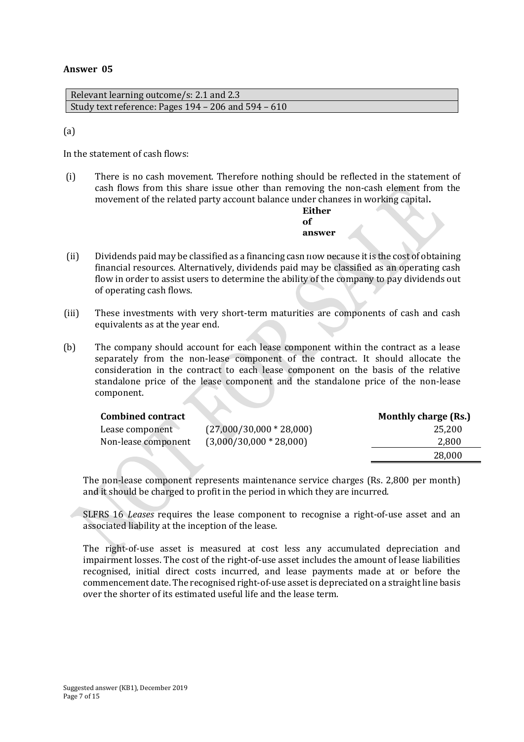**Answer 05**

| Relevant learning outcome/s: 2.1 and 2.3 |
|---|
| Study text reference: Pages 194 – 206 and 594 – 610 |

(a)

In the statement of cash flows:

(i) There is no cash movement. Therefore nothing should be reflected in the statement of cash flows from this share issue other than removing the non-cash element from the movement of the related party account balance under changes in working capital.

**Either of answer**

(ii) Dividends paid may be classified as a financing cash flow because it is the cost of obtaining financial resources. Alternatively, dividends paid may be classified as an operating cash flow in order to assist users to determine the ability of the company to pay dividends out of operating cash flows.

(iii) These investments with very short-term maturities are components of cash and cash equivalents as at the year end.

(b) The company should account for each lease component within the contract as a lease separately from the non-lease component of the contract. It should allocate the consideration in the contract to each lease component on the basis of the relative standalone price of the lease component and the standalone price of the non-lease component.

| **Combined contract** | | **Monthly charge (Rs.)** |
|---|---|---|
| Lease component | (27,000/30,000 * 28,000) | 25,200 |
| Non-lease component | (3,000/30,000 * 28,000) | 2,800 |
| | | 28,000 |

The non-lease component represents maintenance service charges (Rs. 2,800 per month) and it should be charged to profit in the period in which they are incurred.

SLFRS 16 *Leases* requires the lease component to recognise a right-of-use asset and an associated liability at the inception of the lease.

The right-of-use asset is measured at cost less any accumulated depreciation and impairment losses. The cost of the right-of-use asset includes the amount of lease liabilities recognised, initial direct costs incurred, and lease payments made at or before the commencement date. The recognised right-of-use asset is depreciated on a straight line basis over the shorter of its estimated useful life and the lease term.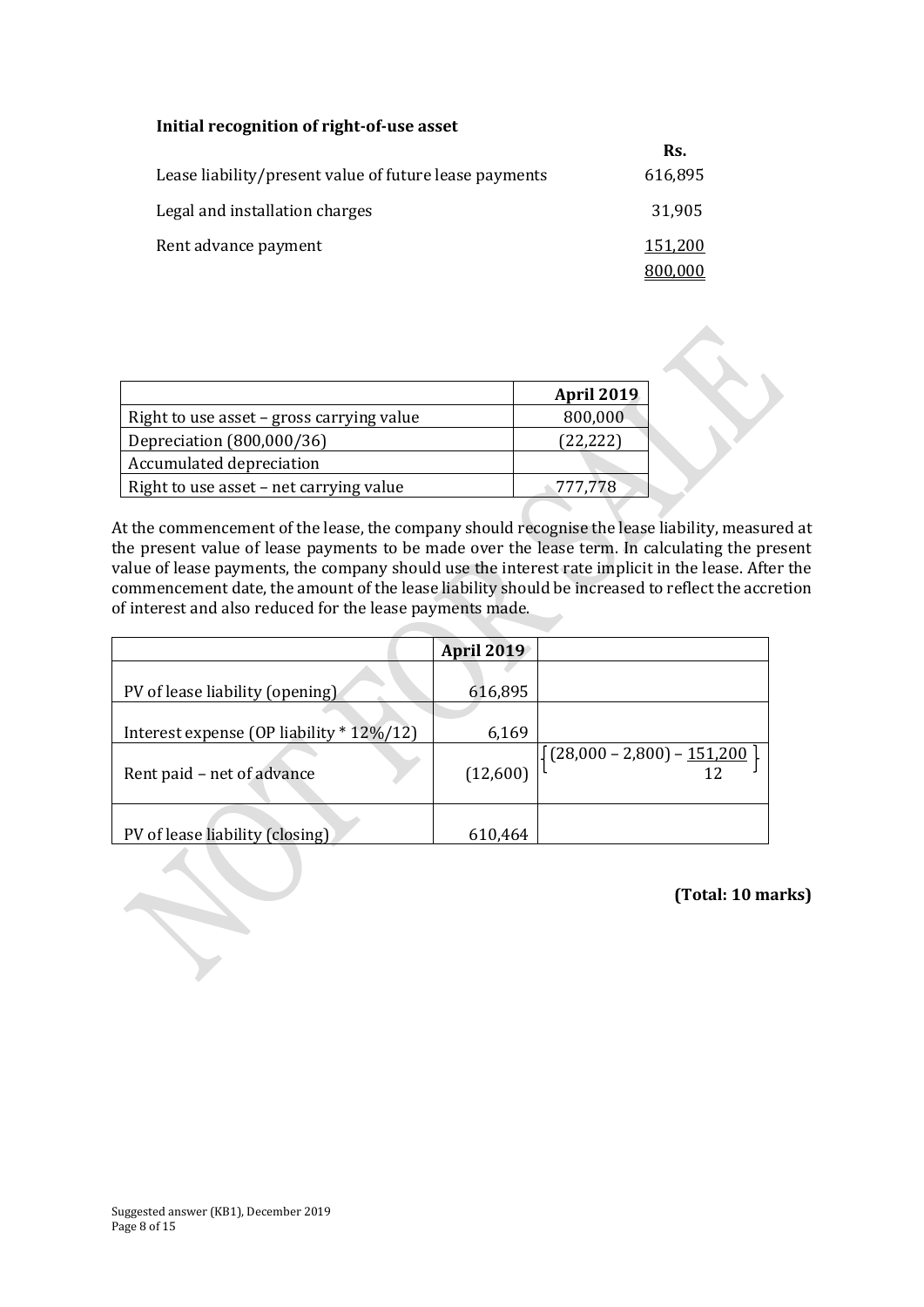**Initial recognition of right-of-use asset**

| | Rs. |
|---|---|
| Lease liability/present value of future lease payments | 616,895 |
| Legal and installation charges | 31,905 |
| Rent advance payment | 151,200 |
| | 800,000 |

| | April 2019 |
|---|---|
| Right to use asset – gross carrying value | 800,000 |
| Depreciation (800,000/36) | (22,222) |
| Accumulated depreciation | |
| Right to use asset – net carrying value | 777,778 |

At the commencement of the lease, the company should recognise the lease liability, measured at the present value of lease payments to be made over the lease term. In calculating the present value of lease payments, the company should use the interest rate implicit in the lease. After the commencement date, the amount of the lease liability should be increased to reflect the accretion of interest and also reduced for the lease payments made.

| | April 2019 | |
|---|---|---|
| PV of lease liability (opening) | 616,895 | |
| Interest expense (OP liability * 12%/12) | 6,169 | |
| Rent paid – net of advance | (12,600) | $\left\{(28,000 - 2,800) - \frac{151,200}{12}\right\}$ |
| PV of lease liability (closing) | 610,464 | |

**(Total: 10 marks)**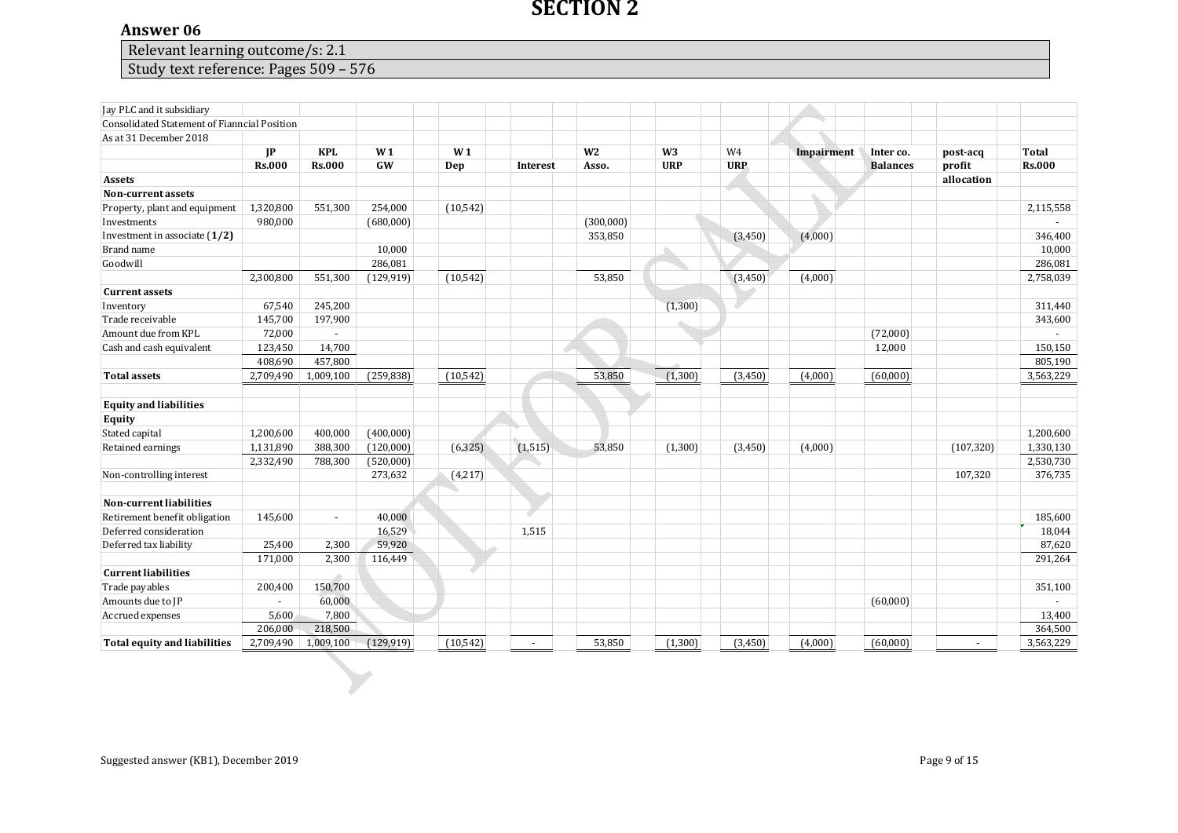# SECTION 2

## Answer 06

Relevant learning outcome/s: 2.1

Study text reference: Pages 509 – 576

| Jay PLC and it subsidiary | | | | | | | | | | | | |
|---|---|---|---|---|---|---|---|---|---|---|---|---|
| Consolidated Statement of Fianncial Position | | | | | | | | | | | | |
| As at 31 December 2018 | | | | | | | | | | | | |
| | **JP** | **KPL** | **W 1** | **W 1** | | **W2** | **W3** | W4 | **Impairment** | **Inter co.** | **post-acq** | **Total** |
| | **Rs.000** | **Rs.000** | **GW** | **Dep** | **Interest** | **Asso.** | **URP** | **URP** | | **Balances** | **profit allocation** | **Rs.000** |
| **Assets** | | | | | | | | | | | | |
| **Non-current assets** | | | | | | | | | | | | |
| Property, plant and equipment | 1,320,800 | 551,300 | 254,000 | (10,542) | | | | | | | | 2,115,558 |
| Investments | 980,000 | | (680,000) | | | (300,000) | | | | | | - |
| Investment in associate (**1/2**) | | | | | | 353,850 | | (3,450) | (4,000) | | | 346,400 |
| Brand name | | | 10,000 | | | | | | | | | 10,000 |
| Goodwill | | | 286,081 | | | | | | | | | 286,081 |
| | 2,300,800 | 551,300 | (129,919) | (10,542) | | 53,850 | | (3,450) | (4,000) | | | 2,758,039 |
| **Current assets** | | | | | | | | | | | | |
| Inventory | 67,540 | 245,200 | | | | | (1,300) | | | | | 311,440 |
| Trade receivable | 145,700 | 197,900 | | | | | | | | | | 343,600 |
| Amount due from KPL | 72,000 | - | | | | | | | | (72,000) | | - |
| Cash and cash equivalent | 123,450 | 14,700 | | | | | | | | 12,000 | | 150,150 |
| | 408,690 | 457,800 | | | | | | | | | | 805,190 |
| **Total assets** | 2,709,490 | 1,009,100 | (259,838) | (10,542) | | 53,850 | (1,300) | (3,450) | (4,000) | (60,000) | | 3,563,229 |
| | | | | | | | | | | | | |
| **Equity and liabilities** | | | | | | | | | | | | |
| **Equity** | | | | | | | | | | | | |
| Stated capital | 1,200,600 | 400,000 | (400,000) | | | | | | | | | 1,200,600 |
| Retained earnings | 1,131,890 | 388,300 | (120,000) | (6,325) | (1,515) | 53,850 | (1,300) | (3,450) | (4,000) | | (107,320) | 1,330,130 |
| | 2,332,490 | 788,300 | (520,000) | | | | | | | | | 2,530,730 |
| Non-controlling interest | | | 273,632 | (4,217) | | | | | | | 107,320 | 376,735 |
| | | | | | | | | | | | | |
| **Non-current liabilities** | | | | | | | | | | | | |
| Retirement benefit obligation | 145,600 | - | 40,000 | | | | | | | | | 185,600 |
| Deferred consideration | | | 16,529 | | 1,515 | | | | | | | 18,044 |
| Deferred tax liability | 25,400 | 2,300 | 59,920 | | | | | | | | | 87,620 |
| | 171,000 | 2,300 | 116,449 | | | | | | | | | 291,264 |
| **Current liabilities** | | | | | | | | | | | | |
| Trade payables | 200,400 | 150,700 | | | | | | | | | | 351,100 |
| Amounts due to JP | - | 60,000 | | | | | | | | (60,000) | | - |
| Accrued expenses | 5,600 | 7,800 | | | | | | | | | | 13,400 |
| | 206,000 | 218,500 | | | | | | | | | | 364,500 |
| **Total equity and liabilities** | 2,709,490 | 1,009,100 | (129,919) | (10,542) | - | 53,850 | (1,300) | (3,450) | (4,000) | (60,000) | - | 3,563,229 |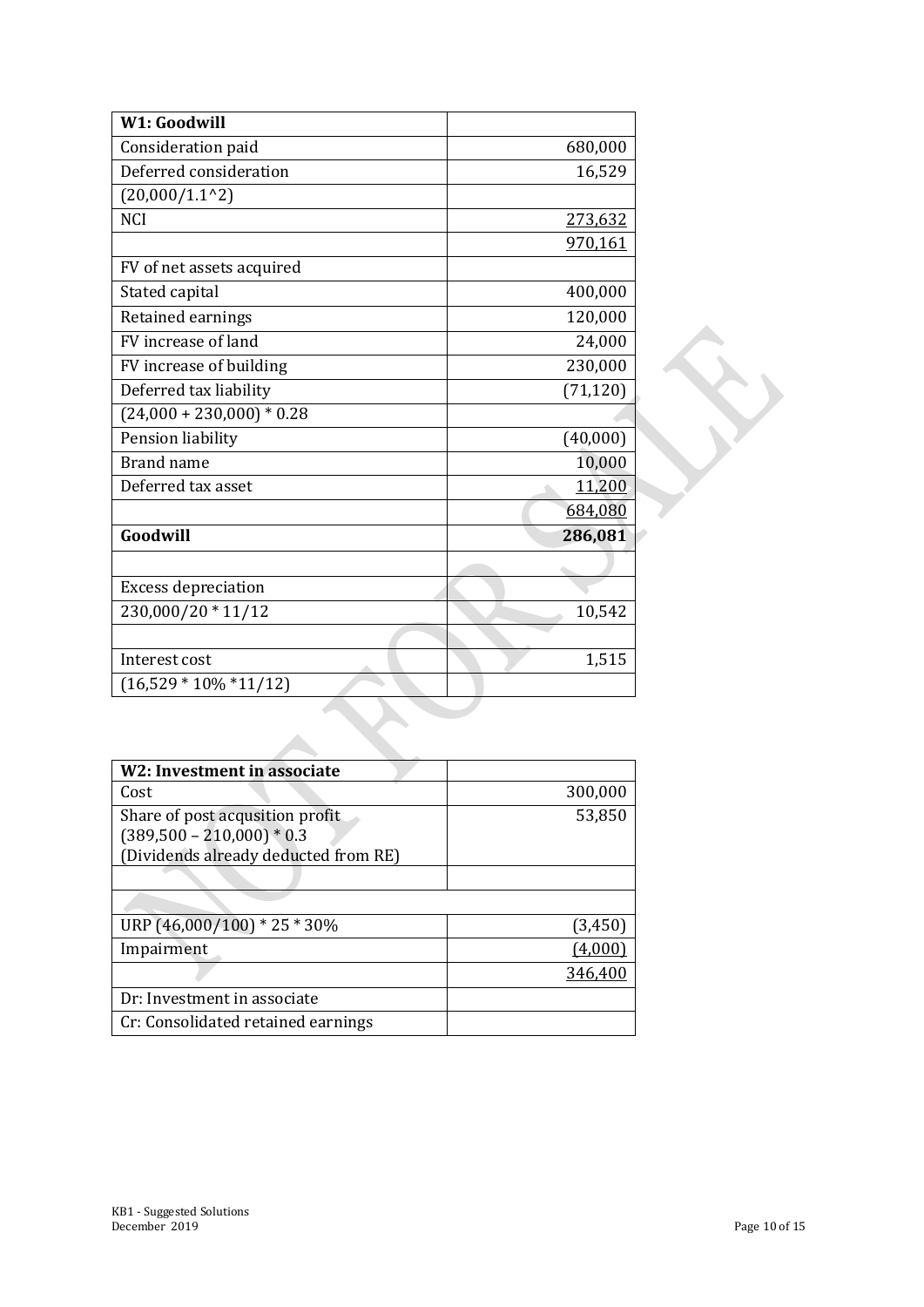| **W1: Goodwill** | |
| --- | --- |
| Consideration paid | 680,000 |
| Deferred consideration | 16,529 |
| (20,000/1.1^2) | |
| NCI | 273,632 |
| | 970,161 |
| FV of net assets acquired | |
| Stated capital | 400,000 |
| Retained earnings | 120,000 |
| FV increase of land | 24,000 |
| FV increase of building | 230,000 |
| Deferred tax liability | (71,120) |
| (24,000 + 230,000) * 0.28 | |
| Pension liability | (40,000) |
| Brand name | 10,000 |
| Deferred tax asset | 11,200 |
| | 684,080 |
| **Goodwill** | **286,081** |
| | |
| Excess depreciation | |
| 230,000/20 * 11/12 | 10,542 |
| | |
| Interest cost | 1,515 |
| (16,529 * 10% *11/12) | |

| **W2: Investment in associate** | |
| --- | --- |
| Cost | 300,000 |
| Share of post acqusition profit<br>(389,500 – 210,000) * 0.3<br>(Dividends already deducted from RE) | 53,850 |
| | |
| | |
| URP (46,000/100) * 25 * 30% | (3,450) |
| Impairment | (4,000) |
| | 346,400 |
| Dr: Investment in associate | |
| Cr: Consolidated retained earnings | |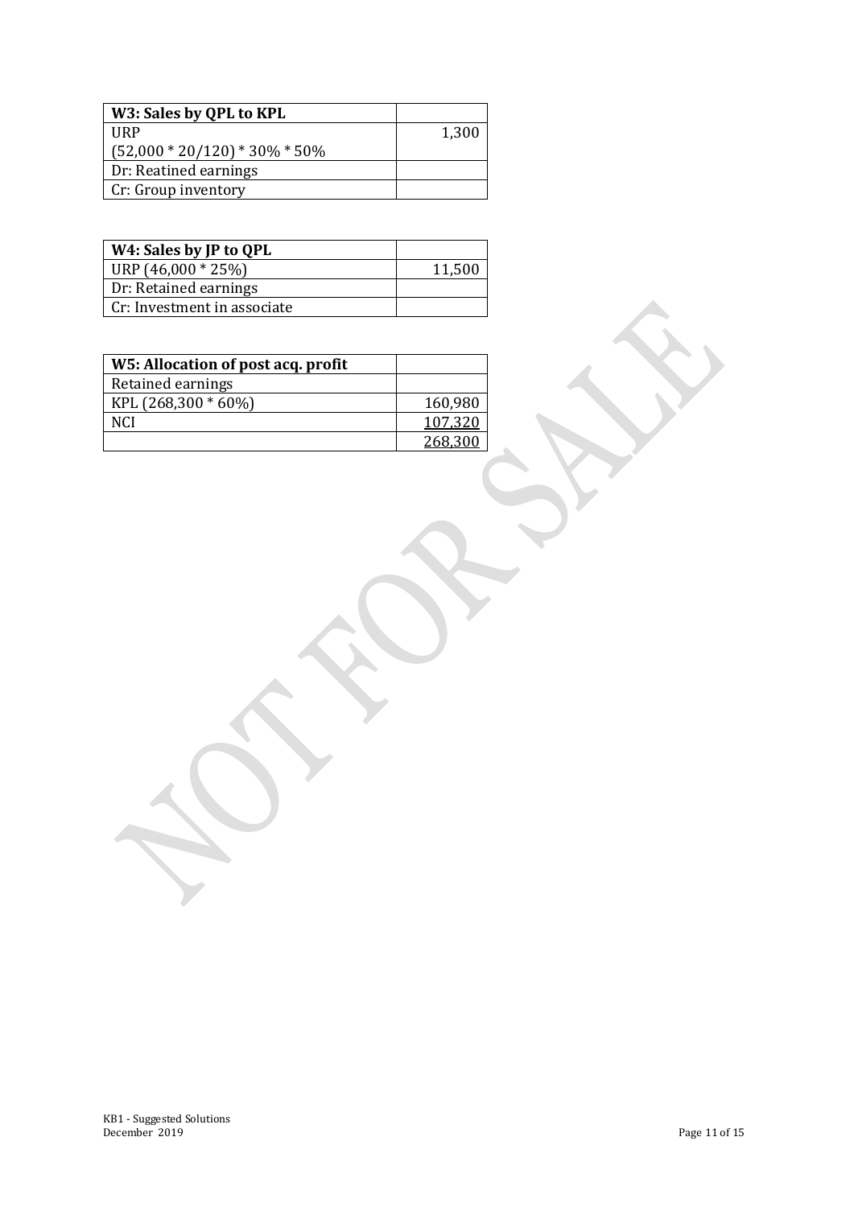| W3: Sales by QPL to KPL | |
|---|---|
| URP<br>(52,000 * 20/120) * 30% * 50% | 1,300 |
| Dr: Reatined earnings | |
| Cr: Group inventory | |

| W4: Sales by JP to QPL | |
|---|---|
| URP (46,000 * 25%) | 11,500 |
| Dr: Retained earnings | |
| Cr: Investment in associate | |

| W5: Allocation of post acq. profit | |
|---|---|
| Retained earnings | |
| KPL (268,300 * 60%) | 160,980 |
| NCI | 107,320 |
| | 268,300 |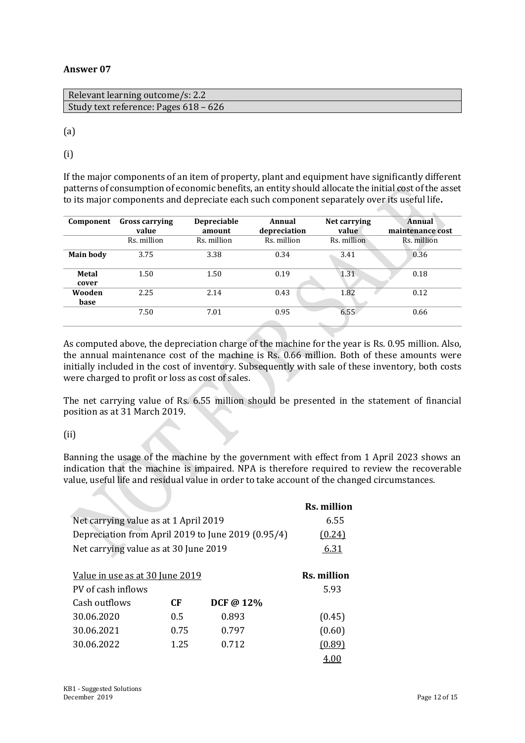**Answer 07**

| Relevant learning outcome/s: 2.2 |
|---|
| Study text reference: Pages 618 – 626 |

(a)

(i)

If the major components of an item of property, plant and equipment have significantly different patterns of consumption of economic benefits, an entity should allocate the initial cost of the asset to its major components and depreciate each such component separately over its useful life**.**

| Component | Gross carrying value | Depreciable amount | Annual depreciation | Net carrying value | Annual maintenance cost |
|---|---|---|---|---|---|
| | Rs. million | Rs. million | Rs. million | Rs. million | Rs. million |
| **Main body** | 3.75 | 3.38 | 0.34 | 3.41 | 0.36 |
| **Metal cover** | 1.50 | 1.50 | 0.19 | 1.31 | 0.18 |
| **Wooden base** | 2.25 | 2.14 | 0.43 | 1.82 | 0.12 |
| | 7.50 | 7.01 | 0.95 | 6.55 | 0.66 |

As computed above, the depreciation charge of the machine for the year is Rs. 0.95 million. Also, the annual maintenance cost of the machine is Rs. 0.66 million. Both of these amounts were initially included in the cost of inventory. Subsequently with sale of these inventory, both costs were charged to profit or loss as cost of sales.

The net carrying value of Rs. 6.55 million should be presented in the statement of financial position as at 31 March 2019.

(ii)

Banning the usage of the machine by the government with effect from 1 April 2023 shows an indication that the machine is impaired. NPA is therefore required to review the recoverable value, useful life and residual value in order to take account of the changed circumstances.

| | Rs. million |
|---|---|
| Net carrying value as at 1 April 2019 | 6.55 |
| Depreciation from April 2019 to June 2019 (0.95/4) | (0.24) |
| Net carrying value as at 30 June 2019 | 6.31 |

| Value in use as at 30 June 2019 | | | Rs. million |
|---|---|---|---|
| PV of cash inflows | | | 5.93 |
| Cash outflows | **CF** | **DCF @ 12%** | |
| 30.06.2020 | 0.5 | 0.893 | (0.45) |
| 30.06.2021 | 0.75 | 0.797 | (0.60) |
| 30.06.2022 | 1.25 | 0.712 | (0.89) |
| | | | 4.00 |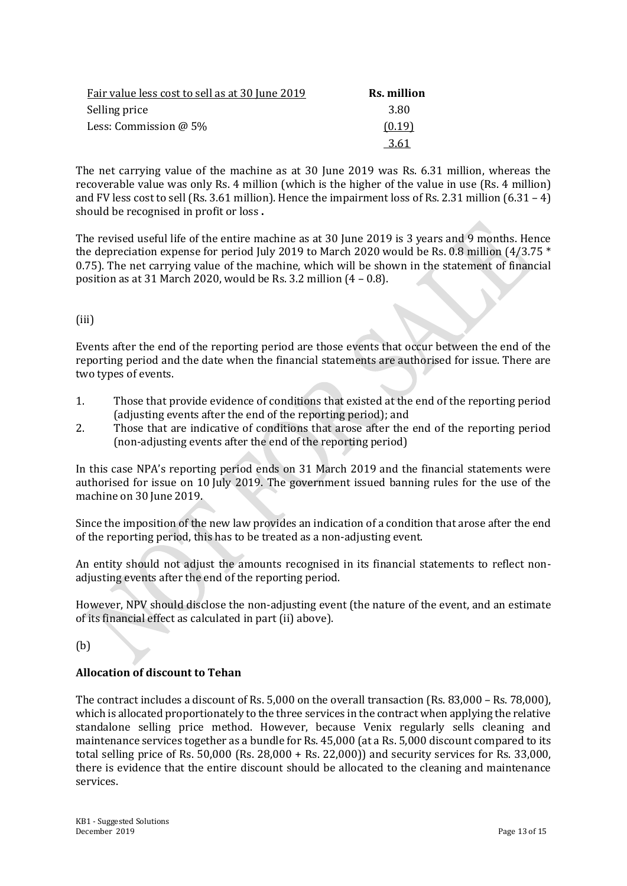| Fair value less cost to sell as at 30 June 2019 | Rs. million |
|---|---|
| Selling price | 3.80 |
| Less: Commission @ 5% | (0.19) |
| | 3.61 |

The net carrying value of the machine as at 30 June 2019 was Rs. 6.31 million, whereas the recoverable value was only Rs. 4 million (which is the higher of the value in use (Rs. 4 million) and FV less cost to sell (Rs. 3.61 million). Hence the impairment loss of Rs. 2.31 million (6.31 – 4) should be recognised in profit or loss.

The revised useful life of the entire machine as at 30 June 2019 is 3 years and 9 months. Hence the depreciation expense for period July 2019 to March 2020 would be Rs. 0.8 million (4/3.75 * 0.75). The net carrying value of the machine, which will be shown in the statement of financial position as at 31 March 2020, would be Rs. 3.2 million (4 – 0.8).

(iii)

Events after the end of the reporting period are those events that occur between the end of the reporting period and the date when the financial statements are authorised for issue. There are two types of events.

1. Those that provide evidence of conditions that existed at the end of the reporting period (adjusting events after the end of the reporting period); and
2. Those that are indicative of conditions that arose after the end of the reporting period (non-adjusting events after the end of the reporting period)

In this case NPA's reporting period ends on 31 March 2019 and the financial statements were authorised for issue on 10 July 2019. The government issued banning rules for the use of the machine on 30 June 2019.

Since the imposition of the new law provides an indication of a condition that arose after the end of the reporting period, this has to be treated as a non-adjusting event.

An entity should not adjust the amounts recognised in its financial statements to reflect non-adjusting events after the end of the reporting period.

However, NPV should disclose the non-adjusting event (the nature of the event, and an estimate of its financial effect as calculated in part (ii) above).

(b)

**Allocation of discount to Tehan**

The contract includes a discount of Rs. 5,000 on the overall transaction (Rs. 83,000 – Rs. 78,000), which is allocated proportionately to the three services in the contract when applying the relative standalone selling price method. However, because Venix regularly sells cleaning and maintenance services together as a bundle for Rs. 45,000 (at a Rs. 5,000 discount compared to its total selling price of Rs. 50,000 (Rs. 28,000 + Rs. 22,000)) and security services for Rs. 33,000, there is evidence that the entire discount should be allocated to the cleaning and maintenance services.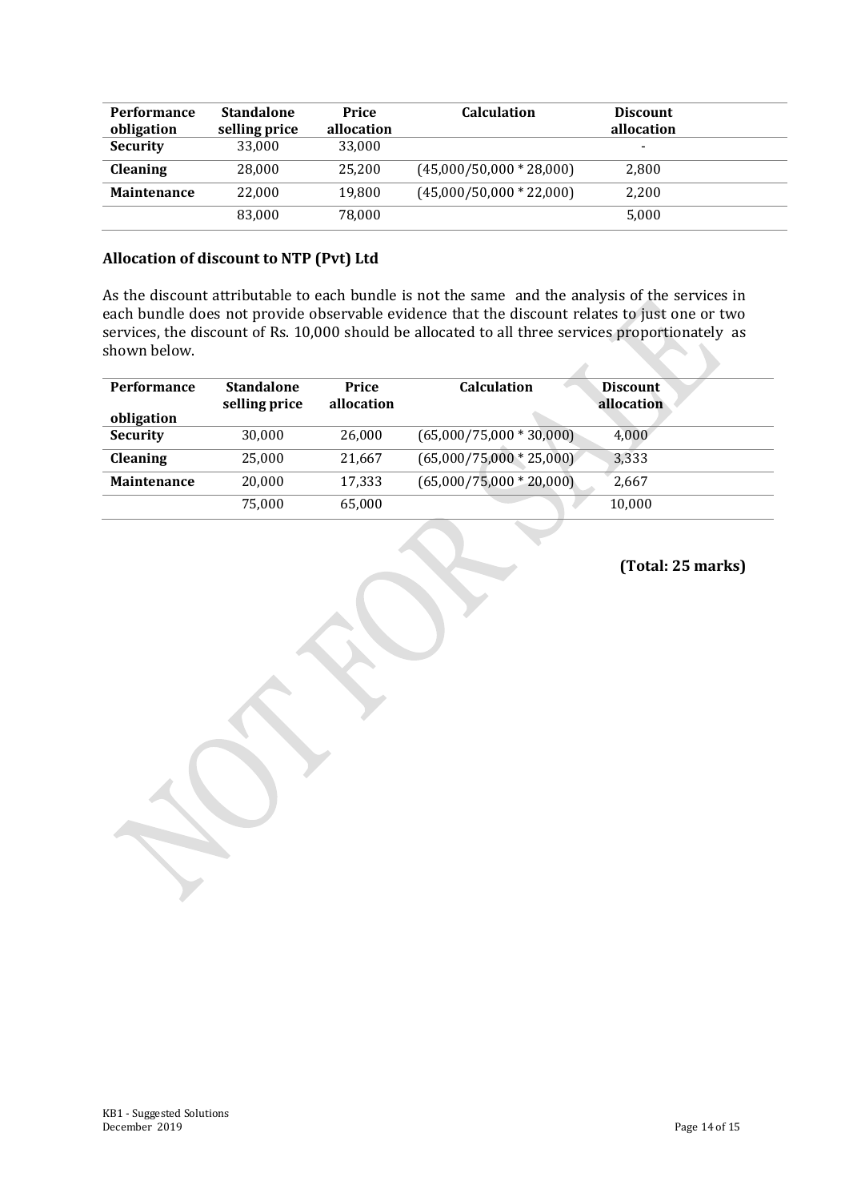| Performance obligation | Standalone selling price | Price allocation | Calculation | Discount allocation |
|---|---|---|---|---|
| **Security** | 33,000 | 33,000 | | - |
| **Cleaning** | 28,000 | 25,200 | (45,000/50,000 * 28,000) | 2,800 |
| **Maintenance** | 22,000 | 19,800 | (45,000/50,000 * 22,000) | 2,200 |
| | 83,000 | 78,000 | | 5,000 |

### Allocation of discount to NTP (Pvt) Ltd

As the discount attributable to each bundle is not the same and the analysis of the services in each bundle does not provide observable evidence that the discount relates to just one or two services, the discount of Rs. 10,000 should be allocated to all three services proportionately as shown below.

| Performance obligation | Standalone selling price | Price allocation | Calculation | Discount allocation |
|---|---|---|---|---|
| **Security** | 30,000 | 26,000 | (65,000/75,000 * 30,000) | 4,000 |
| **Cleaning** | 25,000 | 21,667 | (65,000/75,000 * 25,000) | 3,333 |
| **Maintenance** | 20,000 | 17,333 | (65,000/75,000 * 20,000) | 2,667 |
| | 75,000 | 65,000 | | 10,000 |

**(Total: 25 marks)**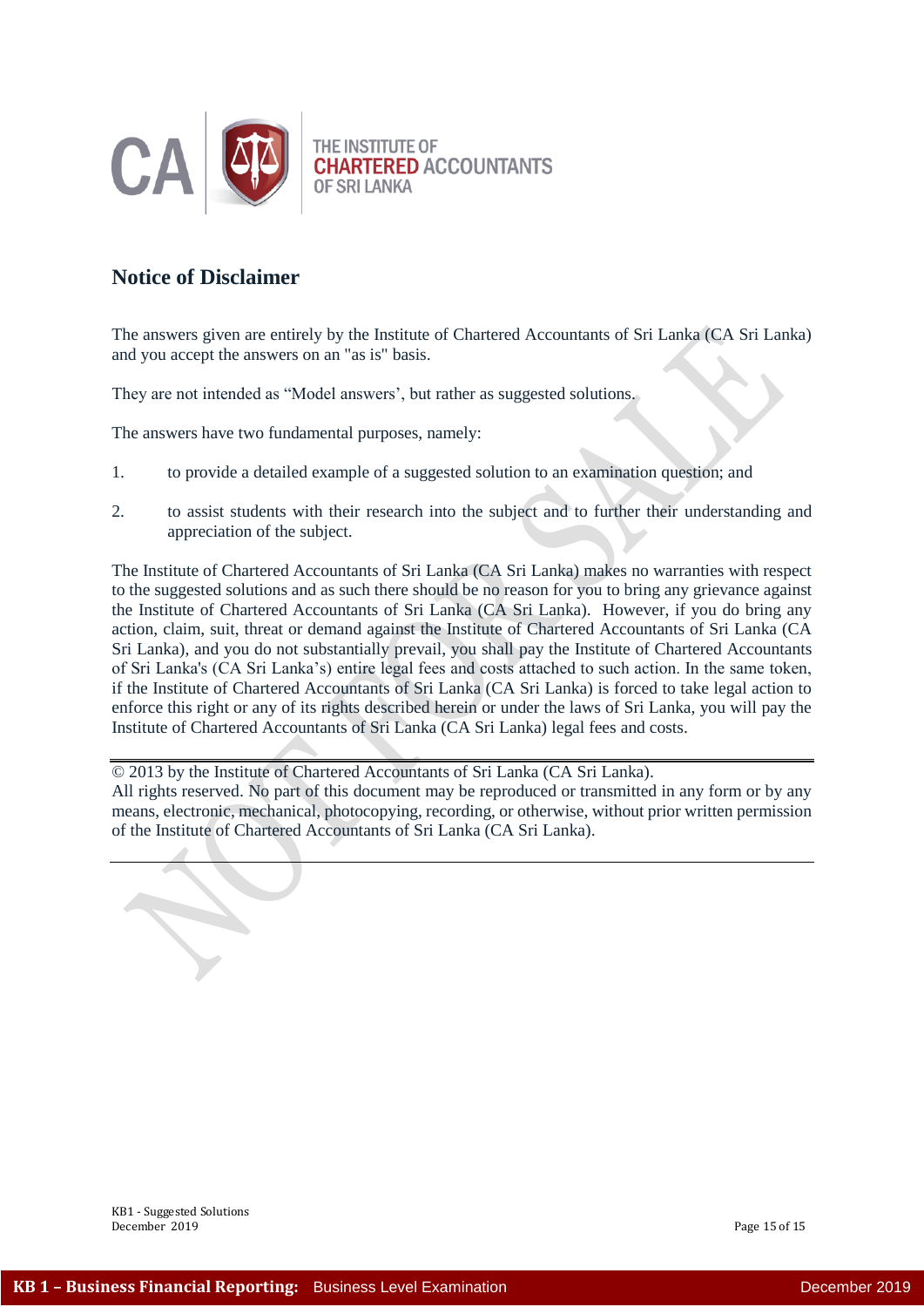## Notice of Disclaimer

The answers given are entirely by the Institute of Chartered Accountants of Sri Lanka (CA Sri Lanka) and you accept the answers on an "as is" basis.

They are not intended as "Model answers', but rather as suggested solutions.

The answers have two fundamental purposes, namely:

1. to provide a detailed example of a suggested solution to an examination question; and

2. to assist students with their research into the subject and to further their understanding and appreciation of the subject.

The Institute of Chartered Accountants of Sri Lanka (CA Sri Lanka) makes no warranties with respect to the suggested solutions and as such there should be no reason for you to bring any grievance against the Institute of Chartered Accountants of Sri Lanka (CA Sri Lanka). However, if you do bring any action, claim, suit, threat or demand against the Institute of Chartered Accountants of Sri Lanka (CA Sri Lanka), and you do not substantially prevail, you shall pay the Institute of Chartered Accountants of Sri Lanka's (CA Sri Lanka's) entire legal fees and costs attached to such action. In the same token, if the Institute of Chartered Accountants of Sri Lanka (CA Sri Lanka) is forced to take legal action to enforce this right or any of its rights described herein or under the laws of Sri Lanka, you will pay the Institute of Chartered Accountants of Sri Lanka (CA Sri Lanka) legal fees and costs.

---

© 2013 by the Institute of Chartered Accountants of Sri Lanka (CA Sri Lanka).
All rights reserved. No part of this document may be reproduced or transmitted in any form or by any means, electronic, mechanical, photocopying, recording, or otherwise, without prior written permission of the Institute of Chartered Accountants of Sri Lanka (CA Sri Lanka).

---